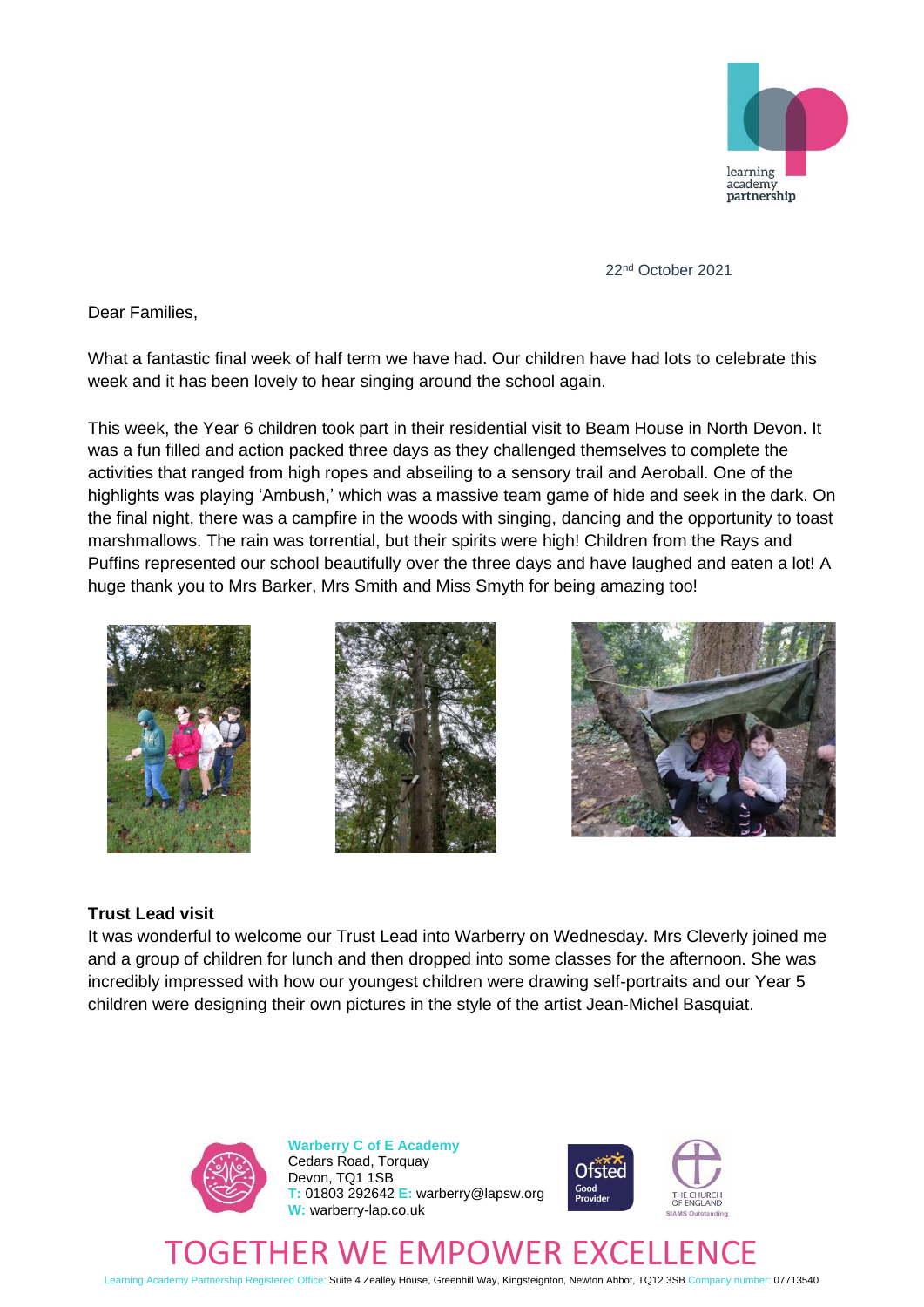22nd October 2021

Dear Families,

What a fantastic final week of half term we have had. Our children have had lots to celebrate this week and it has been lovely to hear singing around the school again.

This week, the Year 6 children took part in their residential visit to Beam House in North Devon. It was a fun filled and action packed three days as they challenged themselves to complete the activities that ranged from high ropes and abseiling to a sensory trail and Aeroball. One of the highlights was playing 'Ambush,' which was a massive team game of hide and seek in the dark. On the final night, there was a campfire in the woods with singing, dancing and the opportunity to toast marshmallows. The rain was torrential, but their spirits were high! Children from the Rays and Puffins represented our school beautifully over the three days and have laughed and eaten a lot! A huge thank you to Mrs Barker, Mrs Smith and Miss Smyth for being amazing too!

**Trust Lead visit**

It was wonderful to welcome our Trust Lead into Warberry on Wednesday. Mrs Cleverly joined me and a group of children for lunch and then dropped into some classes for the afternoon. She was incredibly impressed with how our youngest children were drawing self-portraits and our Year 5 children were designing their own pictures in the style of the artist Jean-Michel Basquiat.

**Warberry C of E Academy**
Cedars Road, Torquay
Devon, TQ1 1SB
T: 01803 292642 E: warberry@lapsw.org
W: warberry-lap.co.uk

TOGETHER WE EMPOWER EXCELLENCE

Learning Academy Partnership Registered Office: Suite 4 Zealley House, Greenhill Way, Kingsteignton, Newton Abbot, TQ12 3SB Company number: 07713540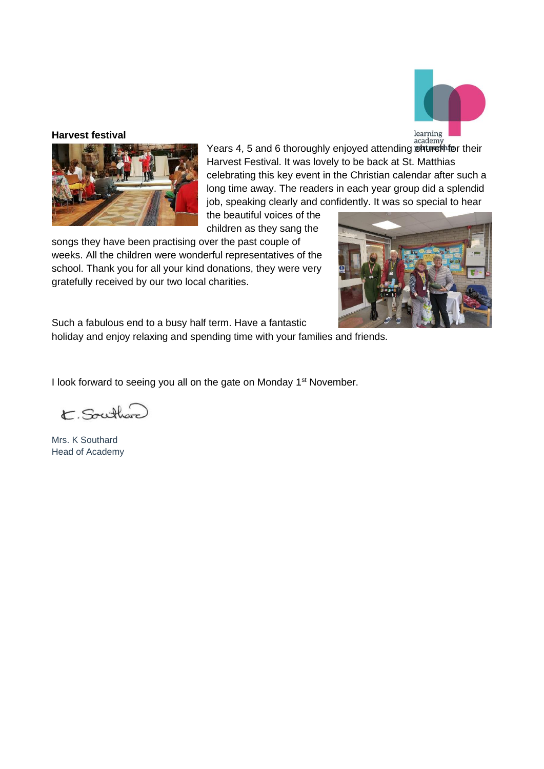**Harvest festival**

Years 4, 5 and 6 thoroughly enjoyed attending church for their Harvest Festival. It was lovely to be back at St. Matthias celebrating this key event in the Christian calendar after such a long time away. The readers in each year group did a splendid job, speaking clearly and confidently. It was so special to hear the beautiful voices of the children as they sang the songs they have been practising over the past couple of weeks. All the children were wonderful representatives of the school. Thank you for all your kind donations, they were very gratefully received by our two local charities.

Such a fabulous end to a busy half term. Have a fantastic holiday and enjoy relaxing and spending time with your families and friends.

I look forward to seeing you all on the gate on Monday 1st November.

K. Southard

Mrs. K Southard
Head of Academy